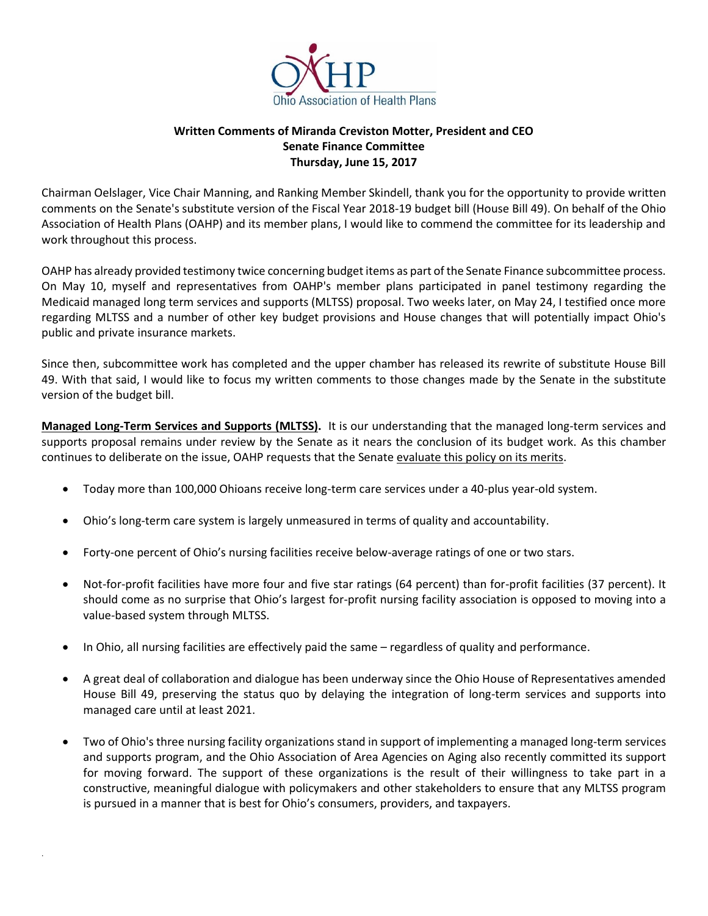**Written Comments of Miranda Creviston Motter, President and CEO**
**Senate Finance Committee**
**Thursday, June 15, 2017**

Chairman Oelslager, Vice Chair Manning, and Ranking Member Skindell, thank you for the opportunity to provide written comments on the Senate's substitute version of the Fiscal Year 2018-19 budget bill (House Bill 49). On behalf of the Ohio Association of Health Plans (OAHP) and its member plans, I would like to commend the committee for its leadership and work throughout this process.

OAHP has already provided testimony twice concerning budget items as part of the Senate Finance subcommittee process. On May 10, myself and representatives from OAHP's member plans participated in panel testimony regarding the Medicaid managed long term services and supports (MLTSS) proposal. Two weeks later, on May 24, I testified once more regarding MLTSS and a number of other key budget provisions and House changes that will potentially impact Ohio's public and private insurance markets.

Since then, subcommittee work has completed and the upper chamber has released its rewrite of substitute House Bill 49. With that said, I would like to focus my written comments to those changes made by the Senate in the substitute version of the budget bill.

**Managed Long-Term Services and Supports (MLTSS).** It is our understanding that the managed long-term services and supports proposal remains under review by the Senate as it nears the conclusion of its budget work. As this chamber continues to deliberate on the issue, OAHP requests that the Senate evaluate this policy on its merits.

- Today more than 100,000 Ohioans receive long-term care services under a 40-plus year-old system.
- Ohio's long-term care system is largely unmeasured in terms of quality and accountability.
- Forty-one percent of Ohio's nursing facilities receive below-average ratings of one or two stars.
- Not-for-profit facilities have more four and five star ratings (64 percent) than for-profit facilities (37 percent). It should come as no surprise that Ohio's largest for-profit nursing facility association is opposed to moving into a value-based system through MLTSS.
- In Ohio, all nursing facilities are effectively paid the same – regardless of quality and performance.
- A great deal of collaboration and dialogue has been underway since the Ohio House of Representatives amended House Bill 49, preserving the status quo by delaying the integration of long-term services and supports into managed care until at least 2021.
- Two of Ohio's three nursing facility organizations stand in support of implementing a managed long-term services and supports program, and the Ohio Association of Area Agencies on Aging also recently committed its support for moving forward. The support of these organizations is the result of their willingness to take part in a constructive, meaningful dialogue with policymakers and other stakeholders to ensure that any MLTSS program is pursued in a manner that is best for Ohio's consumers, providers, and taxpayers.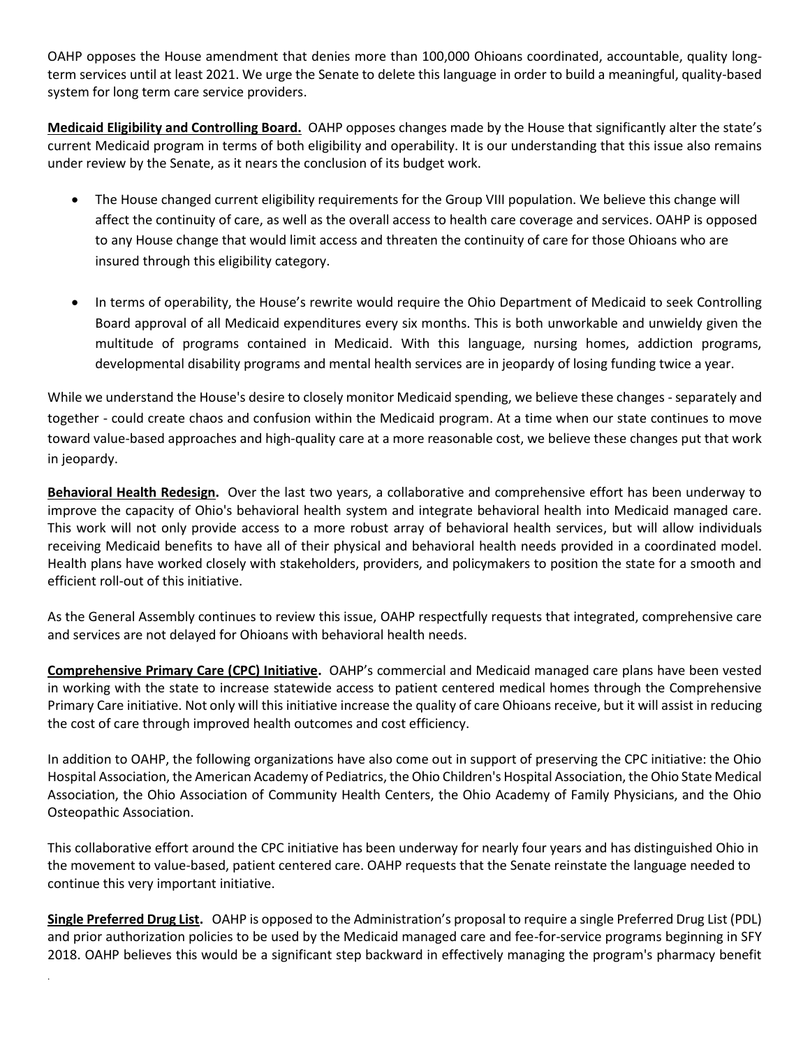OAHP opposes the House amendment that denies more than 100,000 Ohioans coordinated, accountable, quality long-term services until at least 2021. We urge the Senate to delete this language in order to build a meaningful, quality-based system for long term care service providers.

**Medicaid Eligibility and Controlling Board.** OAHP opposes changes made by the House that significantly alter the state's current Medicaid program in terms of both eligibility and operability. It is our understanding that this issue also remains under review by the Senate, as it nears the conclusion of its budget work.

- The House changed current eligibility requirements for the Group VIII population. We believe this change will affect the continuity of care, as well as the overall access to health care coverage and services. OAHP is opposed to any House change that would limit access and threaten the continuity of care for those Ohioans who are insured through this eligibility category.

- In terms of operability, the House's rewrite would require the Ohio Department of Medicaid to seek Controlling Board approval of all Medicaid expenditures every six months. This is both unworkable and unwieldy given the multitude of programs contained in Medicaid. With this language, nursing homes, addiction programs, developmental disability programs and mental health services are in jeopardy of losing funding twice a year.

While we understand the House's desire to closely monitor Medicaid spending, we believe these changes - separately and together - could create chaos and confusion within the Medicaid program. At a time when our state continues to move toward value-based approaches and high-quality care at a more reasonable cost, we believe these changes put that work in jeopardy.

**Behavioral Health Redesign.** Over the last two years, a collaborative and comprehensive effort has been underway to improve the capacity of Ohio's behavioral health system and integrate behavioral health into Medicaid managed care. This work will not only provide access to a more robust array of behavioral health services, but will allow individuals receiving Medicaid benefits to have all of their physical and behavioral health needs provided in a coordinated model. Health plans have worked closely with stakeholders, providers, and policymakers to position the state for a smooth and efficient roll-out of this initiative.

As the General Assembly continues to review this issue, OAHP respectfully requests that integrated, comprehensive care and services are not delayed for Ohioans with behavioral health needs.

**Comprehensive Primary Care (CPC) Initiative.** OAHP's commercial and Medicaid managed care plans have been vested in working with the state to increase statewide access to patient centered medical homes through the Comprehensive Primary Care initiative. Not only will this initiative increase the quality of care Ohioans receive, but it will assist in reducing the cost of care through improved health outcomes and cost efficiency.

In addition to OAHP, the following organizations have also come out in support of preserving the CPC initiative: the Ohio Hospital Association, the American Academy of Pediatrics, the Ohio Children's Hospital Association, the Ohio State Medical Association, the Ohio Association of Community Health Centers, the Ohio Academy of Family Physicians, and the Ohio Osteopathic Association.

This collaborative effort around the CPC initiative has been underway for nearly four years and has distinguished Ohio in the movement to value-based, patient centered care. OAHP requests that the Senate reinstate the language needed to continue this very important initiative.

**Single Preferred Drug List.** OAHP is opposed to the Administration's proposal to require a single Preferred Drug List (PDL) and prior authorization policies to be used by the Medicaid managed care and fee-for-service programs beginning in SFY 2018. OAHP believes this would be a significant step backward in effectively managing the program's pharmacy benefit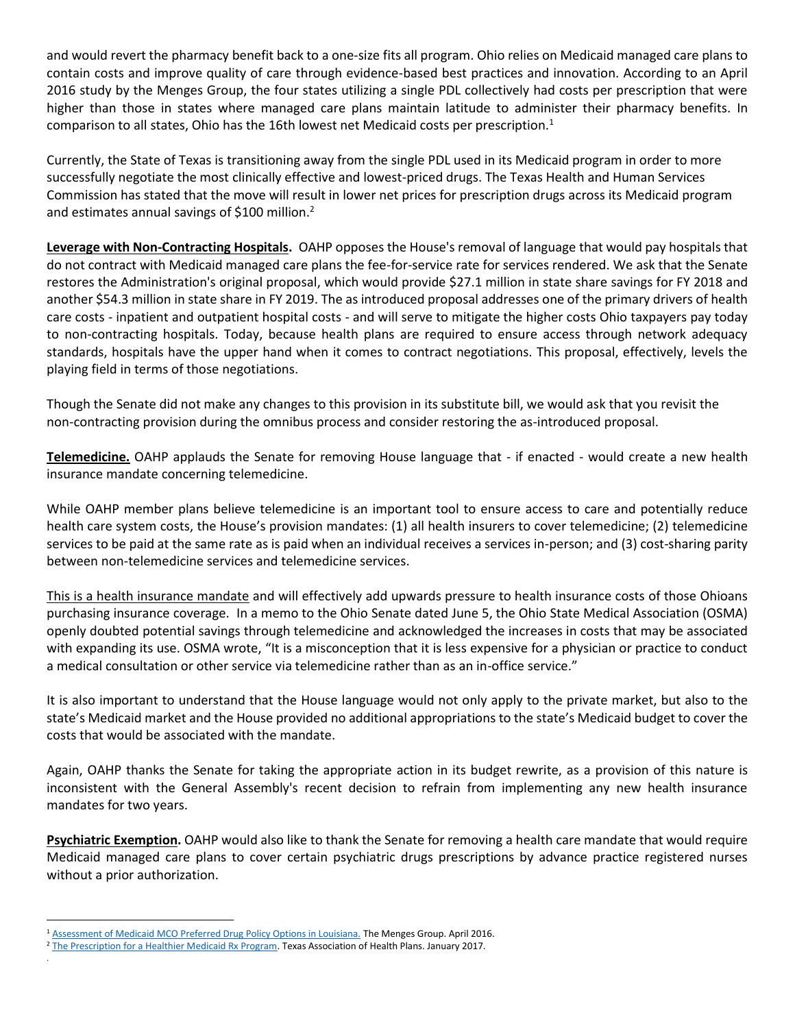and would revert the pharmacy benefit back to a one-size fits all program. Ohio relies on Medicaid managed care plans to contain costs and improve quality of care through evidence-based best practices and innovation. According to an April 2016 study by the Menges Group, the four states utilizing a single PDL collectively had costs per prescription that were higher than those in states where managed care plans maintain latitude to administer their pharmacy benefits. In comparison to all states, Ohio has the 16th lowest net Medicaid costs per prescription.[1]

Currently, the State of Texas is transitioning away from the single PDL used in its Medicaid program in order to more successfully negotiate the most clinically effective and lowest-priced drugs. The Texas Health and Human Services Commission has stated that the move will result in lower net prices for prescription drugs across its Medicaid program and estimates annual savings of $100 million.[2]

**Leverage with Non-Contracting Hospitals.** OAHP opposes the House's removal of language that would pay hospitals that do not contract with Medicaid managed care plans the fee-for-service rate for services rendered. We ask that the Senate restores the Administration's original proposal, which would provide $27.1 million in state share savings for FY 2018 and another $54.3 million in state share in FY 2019. The as introduced proposal addresses one of the primary drivers of health care costs - inpatient and outpatient hospital costs - and will serve to mitigate the higher costs Ohio taxpayers pay today to non-contracting hospitals. Today, because health plans are required to ensure access through network adequacy standards, hospitals have the upper hand when it comes to contract negotiations. This proposal, effectively, levels the playing field in terms of those negotiations.

Though the Senate did not make any changes to this provision in its substitute bill, we would ask that you revisit the non-contracting provision during the omnibus process and consider restoring the as-introduced proposal.

**Telemedicine.** OAHP applauds the Senate for removing House language that - if enacted - would create a new health insurance mandate concerning telemedicine.

While OAHP member plans believe telemedicine is an important tool to ensure access to care and potentially reduce health care system costs, the House's provision mandates: (1) all health insurers to cover telemedicine; (2) telemedicine services to be paid at the same rate as is paid when an individual receives a services in-person; and (3) cost-sharing parity between non-telemedicine services and telemedicine services.

This is a health insurance mandate and will effectively add upwards pressure to health insurance costs of those Ohioans purchasing insurance coverage. In a memo to the Ohio Senate dated June 5, the Ohio State Medical Association (OSMA) openly doubted potential savings through telemedicine and acknowledged the increases in costs that may be associated with expanding its use. OSMA wrote, "It is a misconception that it is less expensive for a physician or practice to conduct a medical consultation or other service via telemedicine rather than as an in-office service."

It is also important to understand that the House language would not only apply to the private market, but also to the state's Medicaid market and the House provided no additional appropriations to the state's Medicaid budget to cover the costs that would be associated with the mandate.

Again, OAHP thanks the Senate for taking the appropriate action in its budget rewrite, as a provision of this nature is inconsistent with the General Assembly's recent decision to refrain from implementing any new health insurance mandates for two years.

**Psychiatric Exemption.** OAHP would also like to thank the Senate for removing a health care mandate that would require Medicaid managed care plans to cover certain psychiatric drugs prescriptions by advance practice registered nurses without a prior authorization.

---

[1] Assessment of Medicaid MCO Preferred Drug Policy Options in Louisiana. The Menges Group. April 2016.

[2] The Prescription for a Healthier Medicaid Rx Program. Texas Association of Health Plans. January 2017.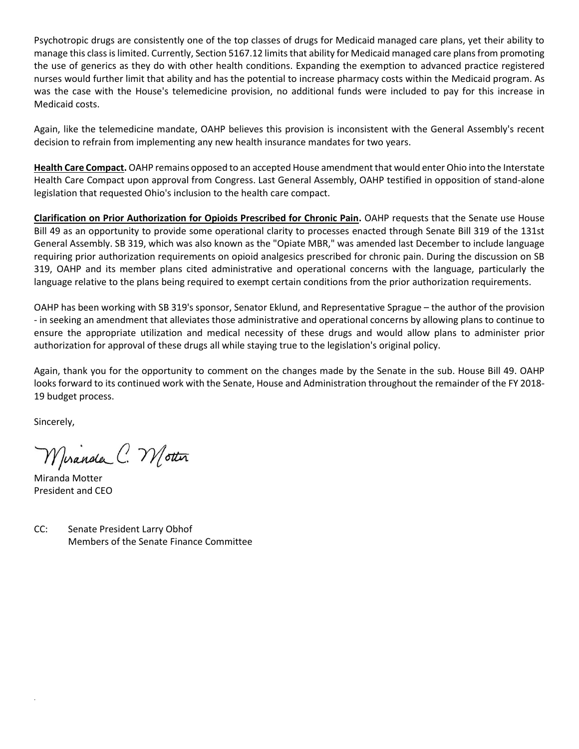Psychotropic drugs are consistently one of the top classes of drugs for Medicaid managed care plans, yet their ability to manage this class is limited. Currently, Section 5167.12 limits that ability for Medicaid managed care plans from promoting the use of generics as they do with other health conditions. Expanding the exemption to advanced practice registered nurses would further limit that ability and has the potential to increase pharmacy costs within the Medicaid program. As was the case with the House's telemedicine provision, no additional funds were included to pay for this increase in Medicaid costs.

Again, like the telemedicine mandate, OAHP believes this provision is inconsistent with the General Assembly's recent decision to refrain from implementing any new health insurance mandates for two years.

**Health Care Compact.** OAHP remains opposed to an accepted House amendment that would enter Ohio into the Interstate Health Care Compact upon approval from Congress. Last General Assembly, OAHP testified in opposition of stand-alone legislation that requested Ohio's inclusion to the health care compact.

**Clarification on Prior Authorization for Opioids Prescribed for Chronic Pain.** OAHP requests that the Senate use House Bill 49 as an opportunity to provide some operational clarity to processes enacted through Senate Bill 319 of the 131st General Assembly. SB 319, which was also known as the "Opiate MBR," was amended last December to include language requiring prior authorization requirements on opioid analgesics prescribed for chronic pain. During the discussion on SB 319, OAHP and its member plans cited administrative and operational concerns with the language, particularly the language relative to the plans being required to exempt certain conditions from the prior authorization requirements.

OAHP has been working with SB 319's sponsor, Senator Eklund, and Representative Sprague – the author of the provision - in seeking an amendment that alleviates those administrative and operational concerns by allowing plans to continue to ensure the appropriate utilization and medical necessity of these drugs and would allow plans to administer prior authorization for approval of these drugs all while staying true to the legislation's original policy.

Again, thank you for the opportunity to comment on the changes made by the Senate in the sub. House Bill 49. OAHP looks forward to its continued work with the Senate, House and Administration throughout the remainder of the FY 2018-19 budget process.

Sincerely,

Miranda C. Motter

Miranda Motter
President and CEO

CC: Senate President Larry Obhof
Members of the Senate Finance Committee